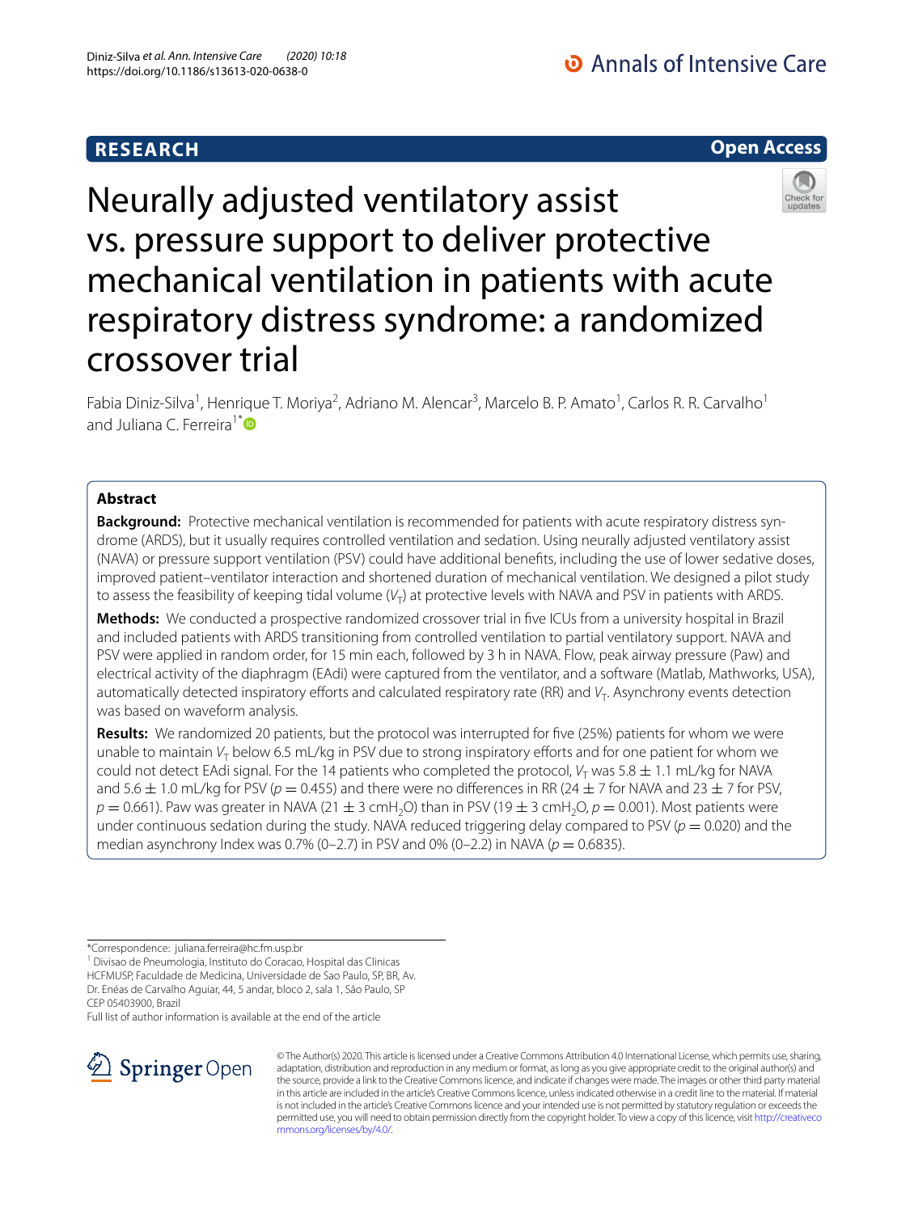RESEARCH

Open Access

# Neurally adjusted ventilatory assist vs. pressure support to deliver protective mechanical ventilation in patients with acute respiratory distress syndrome: a randomized crossover trial

Fabia Diniz-Silva[1], Henrique T. Moriya[2], Adriano M. Alencar[3], Marcelo B. P. Amato[1], Carlos R. R. Carvalho[1] and Juliana C. Ferreira[1*]

## Abstract

**Background:** Protective mechanical ventilation is recommended for patients with acute respiratory distress syndrome (ARDS), but it usually requires controlled ventilation and sedation. Using neurally adjusted ventilatory assist (NAVA) or pressure support ventilation (PSV) could have additional benefits, including the use of lower sedative doses, improved patient–ventilator interaction and shortened duration of mechanical ventilation. We designed a pilot study to assess the feasibility of keeping tidal volume ($V_T$) at protective levels with NAVA and PSV in patients with ARDS.

**Methods:** We conducted a prospective randomized crossover trial in five ICUs from a university hospital in Brazil and included patients with ARDS transitioning from controlled ventilation to partial ventilatory support. NAVA and PSV were applied in random order, for 15 min each, followed by 3 h in NAVA. Flow, peak airway pressure (Paw) and electrical activity of the diaphragm (EAdi) were captured from the ventilator, and a software (Matlab, Mathworks, USA), automatically detected inspiratory efforts and calculated respiratory rate (RR) and $V_T$. Asynchrony events detection was based on waveform analysis.

**Results:** We randomized 20 patients, but the protocol was interrupted for five (25%) patients for whom we were unable to maintain $V_T$ below 6.5 mL/kg in PSV due to strong inspiratory efforts and for one patient for whom we could not detect EAdi signal. For the 14 patients who completed the protocol, $V_T$ was 5.8 ± 1.1 mL/kg for NAVA and 5.6 ± 1.0 mL/kg for PSV ($p = 0.455$) and there were no differences in RR (24 ± 7 for NAVA and 23 ± 7 for PSV, $p = 0.661$). Paw was greater in NAVA (21 ± 3 $cmH_2O$) than in PSV (19 ± 3 $cmH_2O$, $p = 0.001$). Most patients were under continuous sedation during the study. NAVA reduced triggering delay compared to PSV ($p = 0.020$) and the median asynchrony Index was 0.7% (0–2.7) in PSV and 0% (0–2.2) in NAVA ($p = 0.6835$).

*Correspondence: juliana.ferreira@hc.fm.usp.br
[1] Divisao de Pneumologia, Instituto do Coracao, Hospital das Clinicas HCFMUSP, Faculdade de Medicina, Universidade de Sao Paulo, SP, BR, Av. Dr. Enéas de Carvalho Aguiar, 44, 5 andar, bloco 2, sala 1, São Paulo, SP CEP 05403900, Brazil
Full list of author information is available at the end of the article

© The Author(s) 2020. This article is licensed under a Creative Commons Attribution 4.0 International License, which permits use, sharing, adaptation, distribution and reproduction in any medium or format, as long as you give appropriate credit to the original author(s) and the source, provide a link to the Creative Commons licence, and indicate if changes were made. The images or other third party material in this article are included in the article's Creative Commons licence, unless indicated otherwise in a credit line to the material. If material is not included in the article's Creative Commons licence and your intended use is not permitted by statutory regulation or exceeds the permitted use, you will need to obtain permission directly from the copyright holder. To view a copy of this licence, visit http://creativecommons.org/licenses/by/4.0/.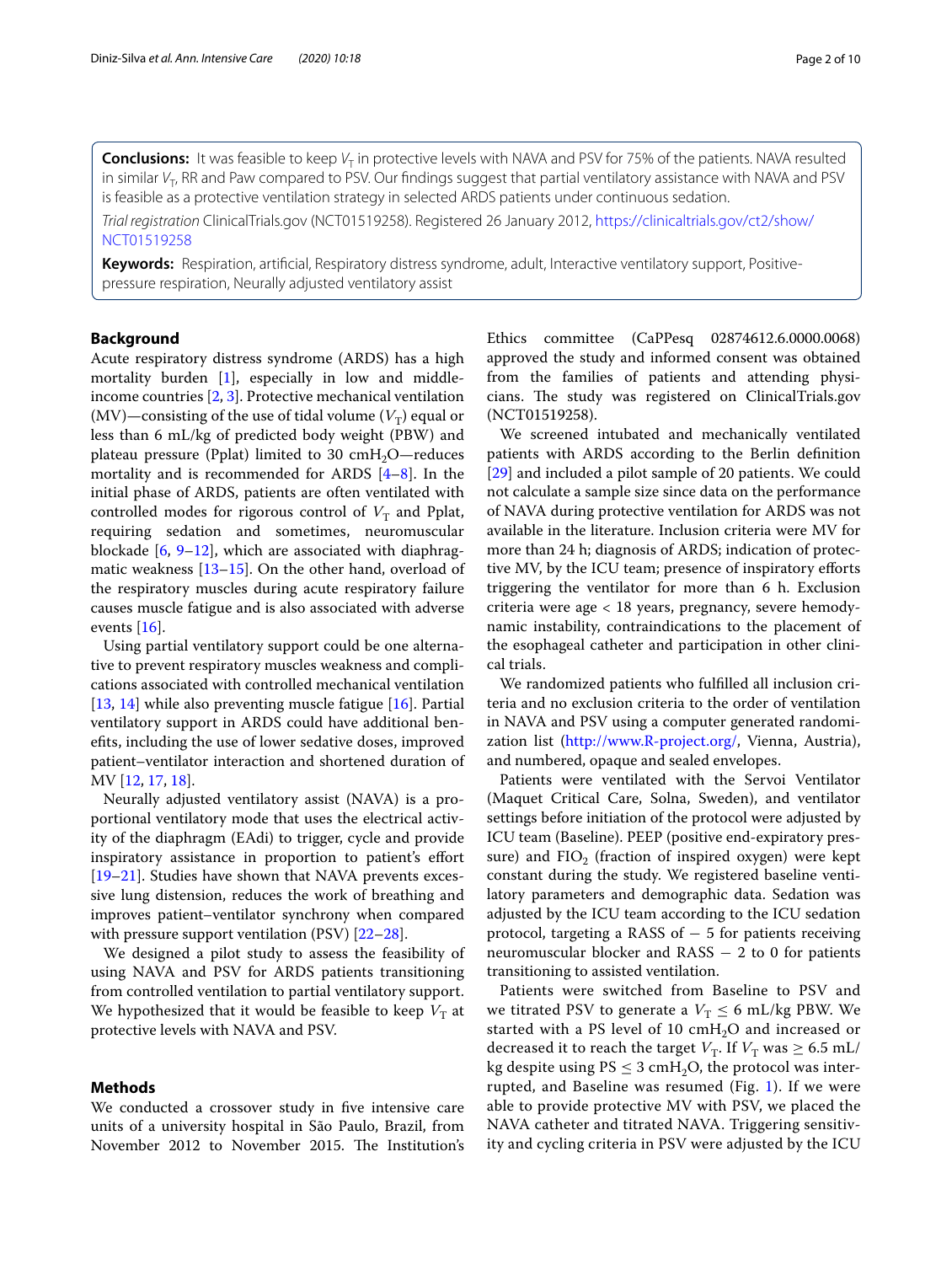**Conclusions:** It was feasible to keep $V_T$ in protective levels with NAVA and PSV for 75% of the patients. NAVA resulted in similar $V_T$, RR and Paw compared to PSV. Our findings suggest that partial ventilatory assistance with NAVA and PSV is feasible as a protective ventilation strategy in selected ARDS patients under continuous sedation.

*Trial registration* ClinicalTrials.gov (NCT01519258). Registered 26 January 2012, https://clinicaltrials.gov/ct2/show/NCT01519258

**Keywords:** Respiration, artificial, Respiratory distress syndrome, adult, Interactive ventilatory support, Positive-pressure respiration, Neurally adjusted ventilatory assist

## Background

Acute respiratory distress syndrome (ARDS) has a high mortality burden [1], especially in low and middle-income countries [2, 3]. Protective mechanical ventilation (MV)—consisting of the use of tidal volume ($V_T$) equal or less than 6 mL/kg of predicted body weight (PBW) and plateau pressure (Pplat) limited to 30 cm$H_2O$—reduces mortality and is recommended for ARDS [4–8]. In the initial phase of ARDS, patients are often ventilated with controlled modes for rigorous control of $V_T$ and Pplat, requiring sedation and sometimes, neuromuscular blockade [6, 9–12], which are associated with diaphragmatic weakness [13–15]. On the other hand, overload of the respiratory muscles during acute respiratory failure causes muscle fatigue and is also associated with adverse events [16].

Using partial ventilatory support could be one alternative to prevent respiratory muscles weakness and complications associated with controlled mechanical ventilation [13, 14] while also preventing muscle fatigue [16]. Partial ventilatory support in ARDS could have additional benefits, including the use of lower sedative doses, improved patient–ventilator interaction and shortened duration of MV [12, 17, 18].

Neurally adjusted ventilatory assist (NAVA) is a proportional ventilatory mode that uses the electrical activity of the diaphragm (EAdi) to trigger, cycle and provide inspiratory assistance in proportion to patient's effort [19–21]. Studies have shown that NAVA prevents excessive lung distension, reduces the work of breathing and improves patient–ventilator synchrony when compared with pressure support ventilation (PSV) [22–28].

We designed a pilot study to assess the feasibility of using NAVA and PSV for ARDS patients transitioning from controlled ventilation to partial ventilatory support. We hypothesized that it would be feasible to keep $V_T$ at protective levels with NAVA and PSV.

## Methods

We conducted a crossover study in five intensive care units of a university hospital in São Paulo, Brazil, from November 2012 to November 2015. The Institution's Ethics committee (CaPPesq 02874612.6.0000.0068) approved the study and informed consent was obtained from the families of patients and attending physicians. The study was registered on ClinicalTrials.gov (NCT01519258).

We screened intubated and mechanically ventilated patients with ARDS according to the Berlin definition [29] and included a pilot sample of 20 patients. We could not calculate a sample size since data on the performance of NAVA during protective ventilation for ARDS was not available in the literature. Inclusion criteria were MV for more than 24 h; diagnosis of ARDS; indication of protective MV, by the ICU team; presence of inspiratory efforts triggering the ventilator for more than 6 h. Exclusion criteria were age < 18 years, pregnancy, severe hemodynamic instability, contraindications to the placement of the esophageal catheter and participation in other clinical trials.

We randomized patients who fulfilled all inclusion criteria and no exclusion criteria to the order of ventilation in NAVA and PSV using a computer generated randomization list (http://www.R-project.org/, Vienna, Austria), and numbered, opaque and sealed envelopes.

Patients were ventilated with the Servoi Ventilator (Maquet Critical Care, Solna, Sweden), and ventilator settings before initiation of the protocol were adjusted by ICU team (Baseline). PEEP (positive end-expiratory pressure) and $FIO_2$ (fraction of inspired oxygen) were kept constant during the study. We registered baseline ventilatory parameters and demographic data. Sedation was adjusted by the ICU team according to the ICU sedation protocol, targeting a RASS of − 5 for patients receiving neuromuscular blocker and RASS − 2 to 0 for patients transitioning to assisted ventilation.

Patients were switched from Baseline to PSV and we titrated PSV to generate a $V_T \leq 6$ mL/kg PBW. We started with a PS level of 10 cm$H_2O$ and increased or decreased it to reach the target $V_T$. If $V_T$ was $\geq 6.5$ mL/kg despite using PS $\leq 3$ cm$H_2O$, the protocol was interrupted, and Baseline was resumed (Fig. 1). If we were able to provide protective MV with PSV, we placed the NAVA catheter and titrated NAVA. Triggering sensitivity and cycling criteria in PSV were adjusted by the ICU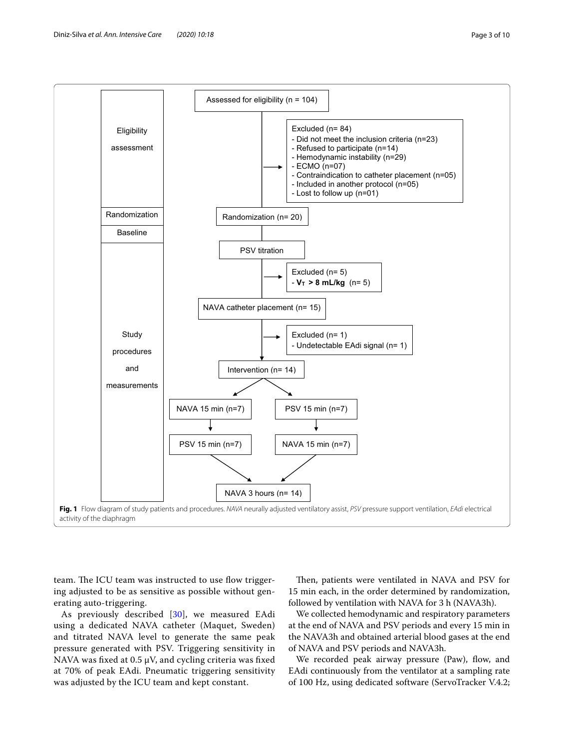| Eligibility assessment | Assessed for eligibility (n = 104) |
|---|---|
| | Excluded (n= 84): - Did not meet the inclusion criteria (n=23) - Refused to participate (n=14) - Hemodynamic instability (n=29) - ECMO (n=07) - Contraindication to catheter placement (n=05) - Included in another protocol (n=05) - Lost to follow up (n=01) |
| Randomization | Randomization (n= 20) |
| Baseline | PSV titration |
| Study procedures and measurements | Excluded (n= 5): - $V_T$ > 8 mL/kg (n= 5) |
| | NAVA catheter placement (n= 15) |
| | Excluded (n= 1): - Undetectable EAdi signal (n= 1) |
| | Intervention (n= 14) |
| | NAVA 15 min (n=7) → PSV 15 min (n=7) |
| | PSV 15 min (n=7) → NAVA 15 min (n=7) |
| | NAVA 3 hours (n= 14) |

**Fig. 1** Flow diagram of study patients and procedures. *NAVA* neurally adjusted ventilatory assist, *PSV* pressure support ventilation, *EAdi* electrical activity of the diaphragm

team. The ICU team was instructed to use flow triggering adjusted to be as sensitive as possible without generating auto-triggering.

As previously described [30], we measured EAdi using a dedicated NAVA catheter (Maquet, Sweden) and titrated NAVA level to generate the same peak pressure generated with PSV. Triggering sensitivity in NAVA was fixed at 0.5 μV, and cycling criteria was fixed at 70% of peak EAdi. Pneumatic triggering sensitivity was adjusted by the ICU team and kept constant.

Then, patients were ventilated in NAVA and PSV for 15 min each, in the order determined by randomization, followed by ventilation with NAVA for 3 h (NAVA3h).

We collected hemodynamic and respiratory parameters at the end of NAVA and PSV periods and every 15 min in the NAVA3h and obtained arterial blood gases at the end of NAVA and PSV periods and NAVA3h.

We recorded peak airway pressure (Paw), flow, and EAdi continuously from the ventilator at a sampling rate of 100 Hz, using dedicated software (ServoTracker V.4.2;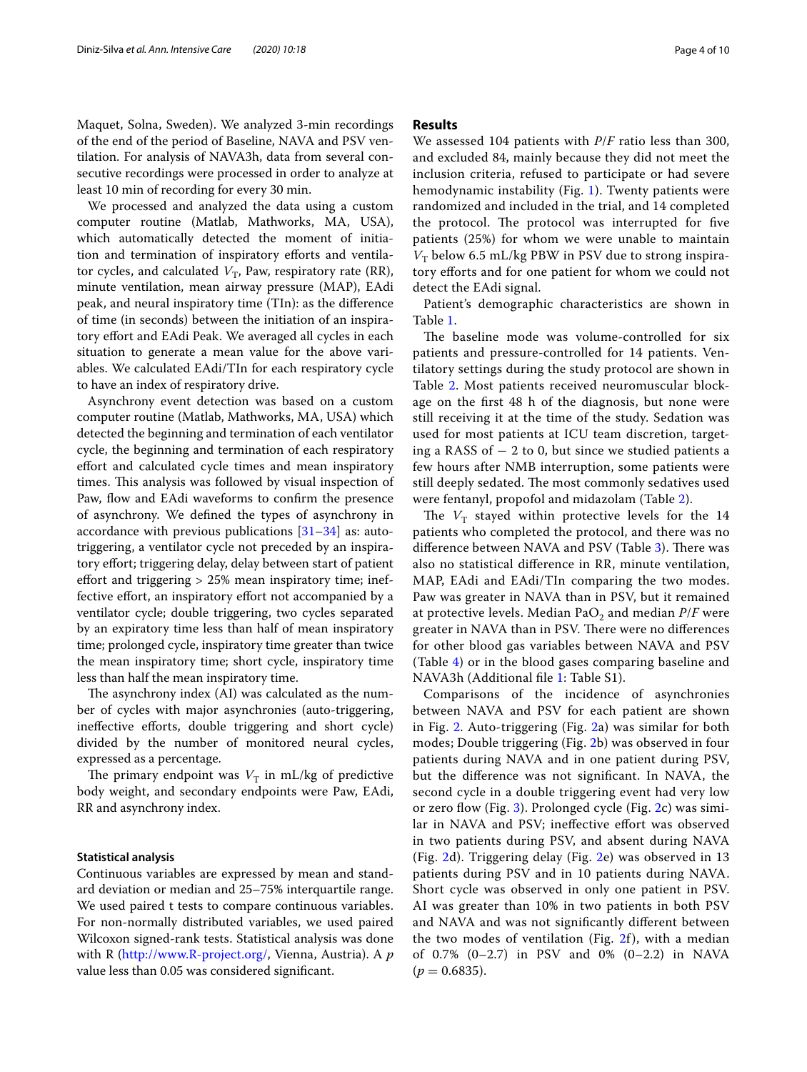Maquet, Solna, Sweden). We analyzed 3-min recordings of the end of the period of Baseline, NAVA and PSV ventilation. For analysis of NAVA3h, data from several consecutive recordings were processed in order to analyze at least 10 min of recording for every 30 min.

We processed and analyzed the data using a custom computer routine (Matlab, Mathworks, MA, USA), which automatically detected the moment of initiation and termination of inspiratory efforts and ventilator cycles, and calculated $V_T$, Paw, respiratory rate (RR), minute ventilation, mean airway pressure (MAP), EAdi peak, and neural inspiratory time (TIn): as the difference of time (in seconds) between the initiation of an inspiratory effort and EAdi Peak. We averaged all cycles in each situation to generate a mean value for the above variables. We calculated EAdi/TIn for each respiratory cycle to have an index of respiratory drive.

Asynchrony event detection was based on a custom computer routine (Matlab, Mathworks, MA, USA) which detected the beginning and termination of each ventilator cycle, the beginning and termination of each respiratory effort and calculated cycle times and mean inspiratory times. This analysis was followed by visual inspection of Paw, flow and EAdi waveforms to confirm the presence of asynchrony. We defined the types of asynchrony in accordance with previous publications [31–34] as: autotriggering, a ventilator cycle not preceded by an inspiratory effort; triggering delay, delay between start of patient effort and triggering > 25% mean inspiratory time; ineffective effort, an inspiratory effort not accompanied by a ventilator cycle; double triggering, two cycles separated by an expiratory time less than half of mean inspiratory time; prolonged cycle, inspiratory time greater than twice the mean inspiratory time; short cycle, inspiratory time less than half the mean inspiratory time.

The asynchrony index (AI) was calculated as the number of cycles with major asynchronies (auto-triggering, ineffective efforts, double triggering and short cycle) divided by the number of monitored neural cycles, expressed as a percentage.

The primary endpoint was $V_T$ in mL/kg of predictive body weight, and secondary endpoints were Paw, EAdi, RR and asynchrony index.

### Statistical analysis

Continuous variables are expressed by mean and standard deviation or median and 25–75% interquartile range. We used paired t tests to compare continuous variables. For non-normally distributed variables, we used paired Wilcoxon signed-rank tests. Statistical analysis was done with R (http://www.R-project.org/, Vienna, Austria). A $p$ value less than 0.05 was considered significant.

## Results

We assessed 104 patients with $P/F$ ratio less than 300, and excluded 84, mainly because they did not meet the inclusion criteria, refused to participate or had severe hemodynamic instability (Fig. 1). Twenty patients were randomized and included in the trial, and 14 completed the protocol. The protocol was interrupted for five patients (25%) for whom we were unable to maintain $V_T$ below 6.5 mL/kg PBW in PSV due to strong inspiratory efforts and for one patient for whom we could not detect the EAdi signal.

Patient's demographic characteristics are shown in Table 1.

The baseline mode was volume-controlled for six patients and pressure-controlled for 14 patients. Ventilatory settings during the study protocol are shown in Table 2. Most patients received neuromuscular blockage on the first 48 h of the diagnosis, but none were still receiving it at the time of the study. Sedation was used for most patients at ICU team discretion, targeting a RASS of − 2 to 0, but since we studied patients a few hours after NMB interruption, some patients were still deeply sedated. The most commonly sedatives used were fentanyl, propofol and midazolam (Table 2).

The $V_T$ stayed within protective levels for the 14 patients who completed the protocol, and there was no difference between NAVA and PSV (Table 3). There was also no statistical difference in RR, minute ventilation, MAP, EAdi and EAdi/TIn comparing the two modes. Paw was greater in NAVA than in PSV, but it remained at protective levels. Median $PaO_2$ and median $P/F$ were greater in NAVA than in PSV. There were no differences for other blood gas variables between NAVA and PSV (Table 4) or in the blood gases comparing baseline and NAVA3h (Additional file 1: Table S1).

Comparisons of the incidence of asynchronies between NAVA and PSV for each patient are shown in Fig. 2. Auto-triggering (Fig. 2a) was similar for both modes; Double triggering (Fig. 2b) was observed in four patients during NAVA and in one patient during PSV, but the difference was not significant. In NAVA, the second cycle in a double triggering event had very low or zero flow (Fig. 3). Prolonged cycle (Fig. 2c) was similar in NAVA and PSV; ineffective effort was observed in two patients during PSV, and absent during NAVA (Fig. 2d). Triggering delay (Fig. 2e) was observed in 13 patients during PSV and in 10 patients during NAVA. Short cycle was observed in only one patient in PSV. AI was greater than 10% in two patients in both PSV and NAVA and was not significantly different between the two modes of ventilation (Fig. 2f), with a median of 0.7% (0–2.7) in PSV and 0% (0–2.2) in NAVA ($p = 0.6835$).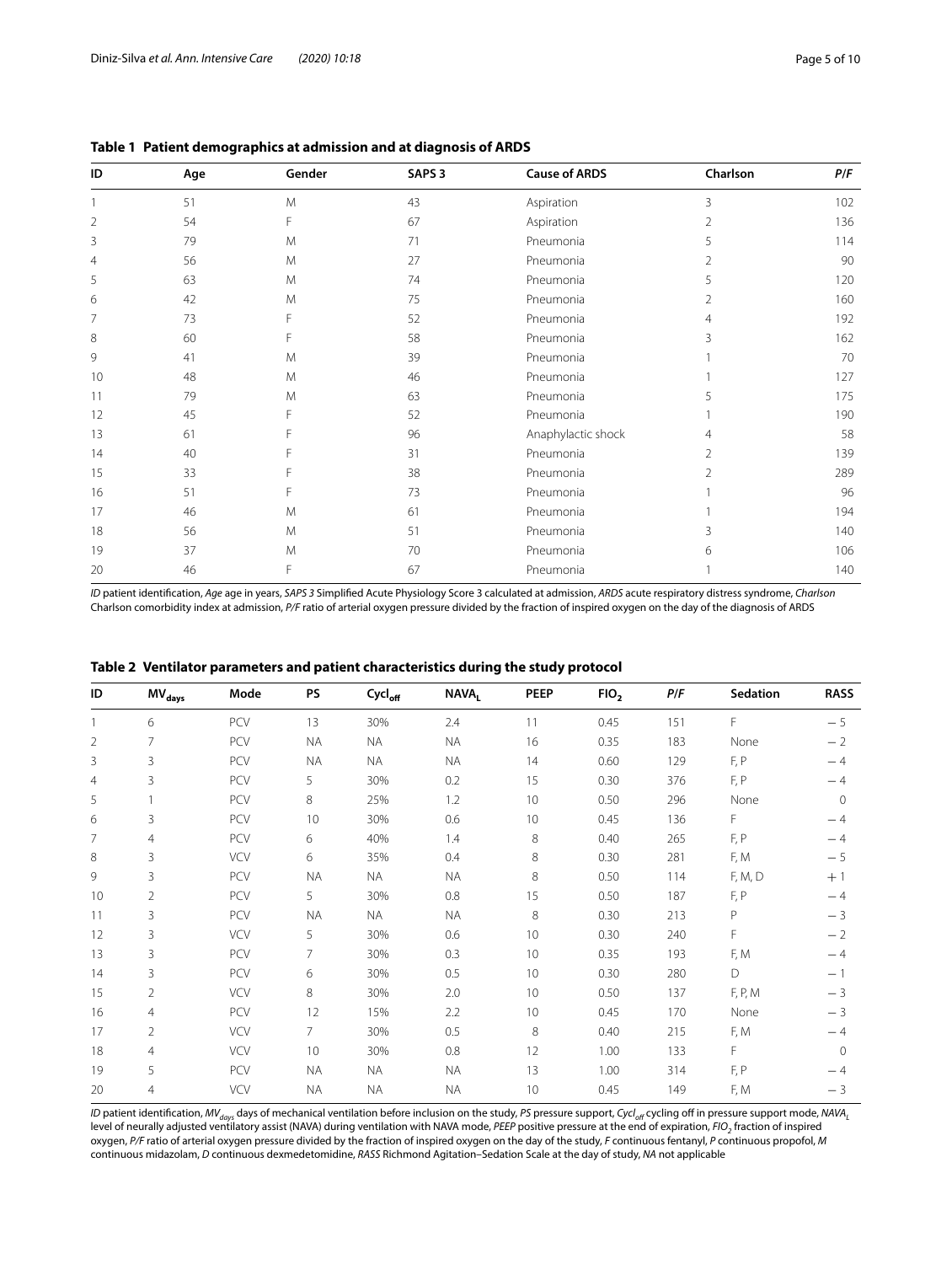**Table 1 Patient demographics at admission and at diagnosis of ARDS**

| ID | Age | Gender | SAPS 3 | Cause of ARDS | Charlson | *P/F* |
|---|---|---|---|---|---|---|
| 1 | 51 | M | 43 | Aspiration | 3 | 102 |
| 2 | 54 | F | 67 | Aspiration | 2 | 136 |
| 3 | 79 | M | 71 | Pneumonia | 5 | 114 |
| 4 | 56 | M | 27 | Pneumonia | 2 | 90 |
| 5 | 63 | M | 74 | Pneumonia | 5 | 120 |
| 6 | 42 | M | 75 | Pneumonia | 2 | 160 |
| 7 | 73 | F | 52 | Pneumonia | 4 | 192 |
| 8 | 60 | F | 58 | Pneumonia | 3 | 162 |
| 9 | 41 | M | 39 | Pneumonia | 1 | 70 |
| 10 | 48 | M | 46 | Pneumonia | 1 | 127 |
| 11 | 79 | M | 63 | Pneumonia | 5 | 175 |
| 12 | 45 | F | 52 | Pneumonia | 1 | 190 |
| 13 | 61 | F | 96 | Anaphylactic shock | 4 | 58 |
| 14 | 40 | F | 31 | Pneumonia | 2 | 139 |
| 15 | 33 | F | 38 | Pneumonia | 2 | 289 |
| 16 | 51 | F | 73 | Pneumonia | 1 | 96 |
| 17 | 46 | M | 61 | Pneumonia | 1 | 194 |
| 18 | 56 | M | 51 | Pneumonia | 3 | 140 |
| 19 | 37 | M | 70 | Pneumonia | 6 | 106 |
| 20 | 46 | F | 67 | Pneumonia | 1 | 140 |

*ID* patient identification, *Age* age in years, *SAPS 3* Simplified Acute Physiology Score 3 calculated at admission, *ARDS* acute respiratory distress syndrome, *Charlson* Charlson comorbidity index at admission, *P/F* ratio of arterial oxygen pressure divided by the fraction of inspired oxygen on the day of the diagnosis of ARDS

**Table 2 Ventilator parameters and patient characteristics during the study protocol**

| ID | $MV_{days}$ | Mode | PS | $Cycl_{off}$ | $NAVA_L$ | PEEP | $FIO_2$ | *P/F* | Sedation | RASS |
|---|---|---|---|---|---|---|---|---|---|---|
| 1 | 6 | PCV | 13 | 30% | 2.4 | 11 | 0.45 | 151 | F | −5 |
| 2 | 7 | PCV | NA | NA | NA | 16 | 0.35 | 183 | None | −2 |
| 3 | 3 | PCV | NA | NA | NA | 14 | 0.60 | 129 | F, P | −4 |
| 4 | 3 | PCV | 5 | 30% | 0.2 | 15 | 0.30 | 376 | F, P | −4 |
| 5 | 1 | PCV | 8 | 25% | 1.2 | 10 | 0.50 | 296 | None | 0 |
| 6 | 3 | PCV | 10 | 30% | 0.6 | 10 | 0.45 | 136 | F | −4 |
| 7 | 4 | PCV | 6 | 40% | 1.4 | 8 | 0.40 | 265 | F, P | −4 |
| 8 | 3 | VCV | 6 | 35% | 0.4 | 8 | 0.30 | 281 | F, M | −5 |
| 9 | 3 | PCV | NA | NA | NA | 8 | 0.50 | 114 | F, M, D | +1 |
| 10 | 2 | PCV | 5 | 30% | 0.8 | 15 | 0.50 | 187 | F, P | −4 |
| 11 | 3 | PCV | NA | NA | NA | 8 | 0.30 | 213 | P | −3 |
| 12 | 3 | VCV | 5 | 30% | 0.6 | 10 | 0.30 | 240 | F | −2 |
| 13 | 3 | PCV | 7 | 30% | 0.3 | 10 | 0.35 | 193 | F, M | −4 |
| 14 | 3 | PCV | 6 | 30% | 0.5 | 10 | 0.30 | 280 | D | −1 |
| 15 | 2 | VCV | 8 | 30% | 2.0 | 10 | 0.50 | 137 | F, P, M | −3 |
| 16 | 4 | PCV | 12 | 15% | 2.2 | 10 | 0.45 | 170 | None | −3 |
| 17 | 2 | VCV | 7 | 30% | 0.5 | 8 | 0.40 | 215 | F, M | −4 |
| 18 | 4 | VCV | 10 | 30% | 0.8 | 12 | 1.00 | 133 | F | 0 |
| 19 | 5 | PCV | NA | NA | NA | 13 | 1.00 | 314 | F, P | −4 |
| 20 | 4 | VCV | NA | NA | NA | 10 | 0.45 | 149 | F, M | −3 |

*ID* patient identification, $MV_{days}$ days of mechanical ventilation before inclusion on the study, *PS* pressure support, $Cycl_{off}$ cycling off in pressure support mode, $NAVA_L$ level of neurally adjusted ventilatory assist (NAVA) during ventilation with NAVA mode, *PEEP* positive pressure at the end of expiration, $FIO_2$ fraction of inspired oxygen, *P/F* ratio of arterial oxygen pressure divided by the fraction of inspired oxygen on the day of the study, *F* continuous fentanyl, *P* continuous propofol, *M* continuous midazolam, *D* continuous dexmedetomidine, *RASS* Richmond Agitation–Sedation Scale at the day of study, *NA* not applicable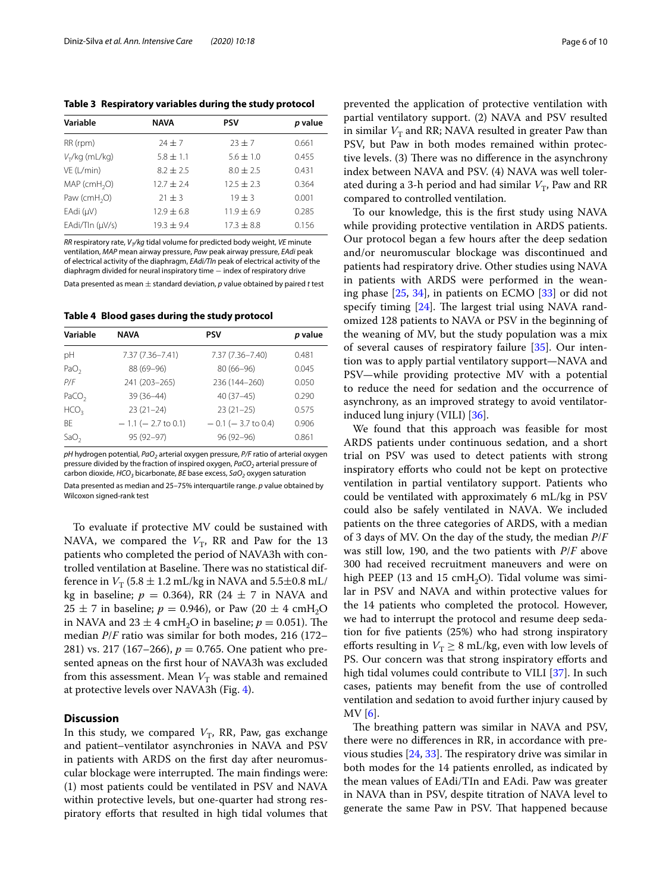**Table 3 Respiratory variables during the study protocol**

| Variable | NAVA | PSV | *p* value |
|---|---|---|---|
| RR (rpm) | 24 ± 7 | 23 ± 7 | 0.661 |
| $V_T$/kg (mL/kg) | 5.8 ± 1.1 | 5.6 ± 1.0 | 0.455 |
| VE (L/min) | 8.2 ± 2.5 | 8.0 ± 2.5 | 0.431 |
| MAP (cm$H_2O$) | 12.7 ± 2.4 | 12.5 ± 2.3 | 0.364 |
| Paw (cm$H_2O$) | 21 ± 3 | 19 ± 3 | 0.001 |
| EAdi (µV) | 12.9 ± 6.8 | 11.9 ± 6.9 | 0.285 |
| EAdi/TIn (µV/s) | 19.3 ± 9.4 | 17.3 ± 8.8 | 0.156 |

*RR* respiratory rate, *$V_T$/kg* tidal volume for predicted body weight, *VE* minute ventilation, *MAP* mean airway pressure, *Paw* peak airway pressure, *EAdi* peak of electrical activity of the diaphragm, *EAdi/TIn* peak of electrical activity of the diaphragm divided for neural inspiratory time − index of respiratory drive

Data presented as mean ± standard deviation, *p* value obtained by paired *t* test

**Table 4 Blood gases during the study protocol**

| Variable | NAVA | PSV | *p* value |
|---|---|---|---|
| pH | 7.37 (7.36–7.41) | 7.37 (7.36–7.40) | 0.481 |
| $PaO_2$ | 88 (69–96) | 80 (66–96) | 0.045 |
| *P*/*F* | 241 (203–265) | 236 (144–260) | 0.050 |
| $PaCO_2$ | 39 (36–44) | 40 (37–45) | 0.290 |
| $HCO_3$ | 23 (21–24) | 23 (21–25) | 0.575 |
| BE | − 1.1 (− 2.7 to 0.1) | − 0.1 (− 3.7 to 0.4) | 0.906 |
| $SaO_2$ | 95 (92–97) | 96 (92–96) | 0.861 |

*pH* hydrogen potential, *$PaO_2$* arterial oxygen pressure, *P/F* ratio of arterial oxygen pressure divided by the fraction of inspired oxygen, *$PaCO_2$* arterial pressure of carbon dioxide, *$HCO_3$* bicarbonate, *BE* base excess, *$SaO_2$* oxygen saturation

Data presented as median and 25–75% interquartile range. *p* value obtained by Wilcoxon signed-rank test

To evaluate if protective MV could be sustained with NAVA, we compared the $V_T$, RR and Paw for the 13 patients who completed the period of NAVA3h with controlled ventilation at Baseline. There was no statistical difference in $V_T$ (5.8 ± 1.2 mL/kg in NAVA and 5.5±0.8 mL/kg in baseline; $p = 0.364$), RR (24 ± 7 in NAVA and 25 ± 7 in baseline; $p = 0.946$), or Paw (20 ± 4 cm$H_2O$ in NAVA and 23 ± 4 cm$H_2O$ in baseline; $p = 0.051$). The median *P*/*F* ratio was similar for both modes, 216 (172–281) vs. 217 (167–266), $p = 0.765$. One patient who presented apneas on the first hour of NAVA3h was excluded from this assessment. Mean $V_T$ was stable and remained at protective levels over NAVA3h (Fig. 4).

## Discussion

In this study, we compared $V_T$, RR, Paw, gas exchange and patient–ventilator asynchronies in NAVA and PSV in patients with ARDS on the first day after neuromuscular blockage were interrupted. The main findings were: (1) most patients could be ventilated in PSV and NAVA within protective levels, but one-quarter had strong respiratory efforts that resulted in high tidal volumes that prevented the application of protective ventilation with partial ventilatory support. (2) NAVA and PSV resulted in similar $V_T$ and RR; NAVA resulted in greater Paw than PSV, but Paw in both modes remained within protective levels. (3) There was no difference in the asynchrony index between NAVA and PSV. (4) NAVA was well tolerated during a 3-h period and had similar $V_T$, Paw and RR compared to controlled ventilation.

To our knowledge, this is the first study using NAVA while providing protective ventilation in ARDS patients. Our protocol began a few hours after the deep sedation and/or neuromuscular blockage was discontinued and patients had respiratory drive. Other studies using NAVA in patients with ARDS were performed in the weaning phase [25, 34], in patients on ECMO [33] or did not specify timing [24]. The largest trial using NAVA randomized 128 patients to NAVA or PSV in the beginning of the weaning of MV, but the study population was a mix of several causes of respiratory failure [35]. Our intention was to apply partial ventilatory support—NAVA and PSV—while providing protective MV with a potential to reduce the need for sedation and the occurrence of asynchrony, as an improved strategy to avoid ventilator-induced lung injury (VILI) [36].

We found that this approach was feasible for most ARDS patients under continuous sedation, and a short trial on PSV was used to detect patients with strong inspiratory efforts who could not be kept on protective ventilation in partial ventilatory support. Patients who could be ventilated with approximately 6 mL/kg in PSV could also be safely ventilated in NAVA. We included patients on the three categories of ARDS, with a median of 3 days of MV. On the day of the study, the median *P*/*F* was still low, 190, and the two patients with *P*/*F* above 300 had received recruitment maneuvers and were on high PEEP (13 and 15 cm$H_2O$). Tidal volume was similar in PSV and NAVA and within protective values for the 14 patients who completed the protocol. However, we had to interrupt the protocol and resume deep sedation for five patients (25%) who had strong inspiratory efforts resulting in $V_T \geq 8$ mL/kg, even with low levels of PS. Our concern was that strong inspiratory efforts and high tidal volumes could contribute to VILI [37]. In such cases, patients may benefit from the use of controlled ventilation and sedation to avoid further injury caused by MV [6].

The breathing pattern was similar in NAVA and PSV, there were no differences in RR, in accordance with previous studies [24, 33]. The respiratory drive was similar in both modes for the 14 patients enrolled, as indicated by the mean values of EAdi/TIn and EAdi. Paw was greater in NAVA than in PSV, despite titration of NAVA level to generate the same Paw in PSV. That happened because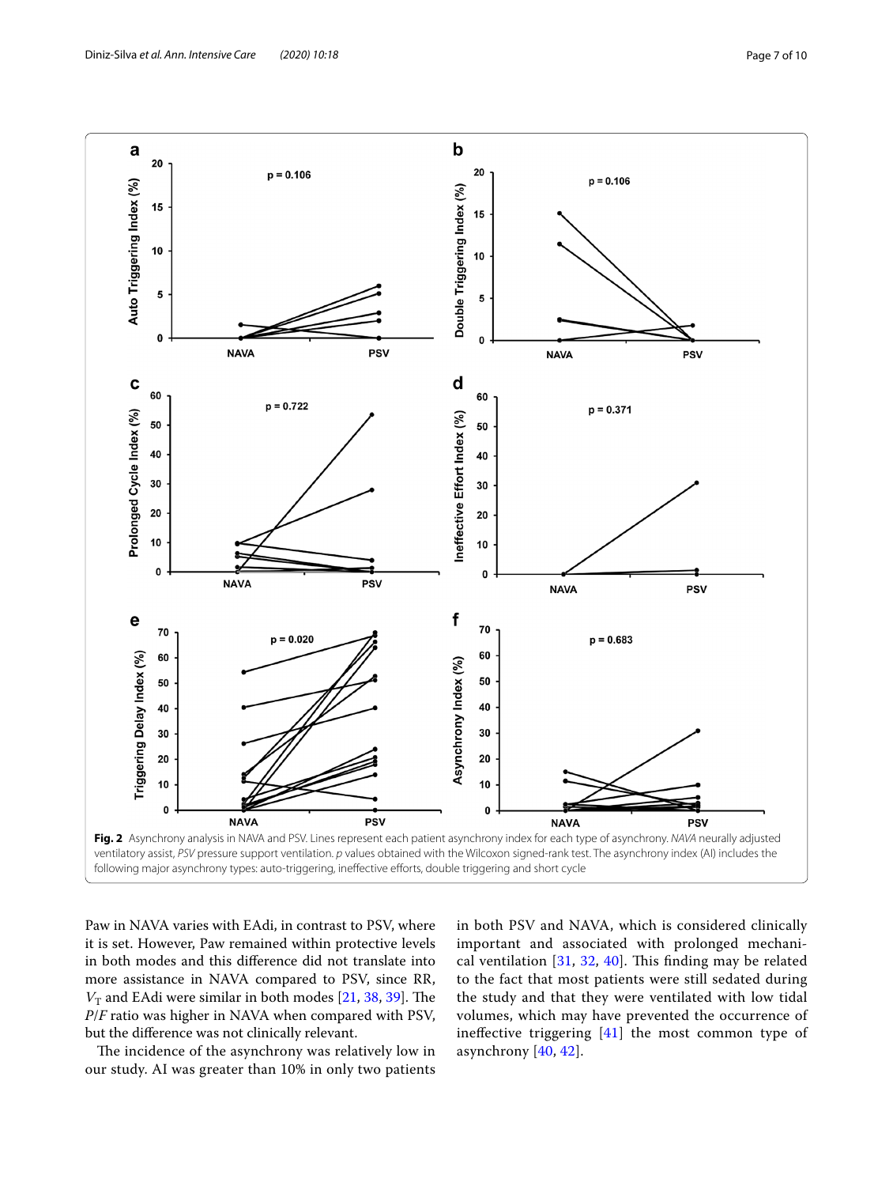**Fig. 2** Asynchrony analysis in NAVA and PSV. Lines represent each patient asynchrony index for each type of asynchrony. *NAVA* neurally adjusted ventilatory assist, *PSV* pressure support ventilation. *p* values obtained with the Wilcoxon signed-rank test. The asynchrony index (AI) includes the following major asynchrony types: auto-triggering, ineffective efforts, double triggering and short cycle

Paw in NAVA varies with EAdi, in contrast to PSV, where it is set. However, Paw remained within protective levels in both modes and this difference did not translate into more assistance in NAVA compared to PSV, since RR, $V_T$ and EAdi were similar in both modes [21, 38, 39]. The *P*/*F* ratio was higher in NAVA when compared with PSV, but the difference was not clinically relevant.

The incidence of the asynchrony was relatively low in our study. AI was greater than 10% in only two patients in both PSV and NAVA, which is considered clinically important and associated with prolonged mechanical ventilation [31, 32, 40]. This finding may be related to the fact that most patients were still sedated during the study and that they were ventilated with low tidal volumes, which may have prevented the occurrence of ineffective triggering [41] the most common type of asynchrony [40, 42].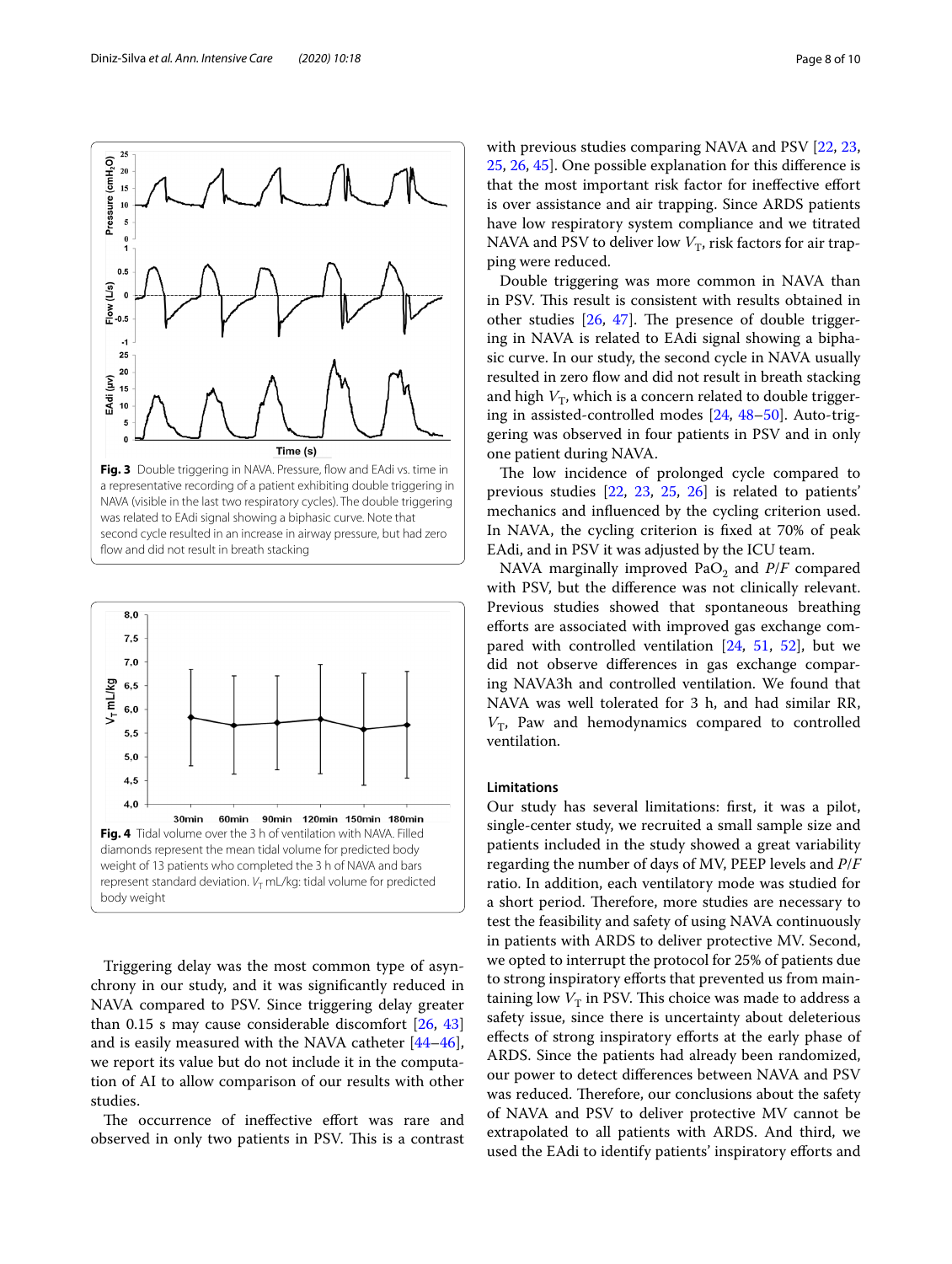Fig. 3 Double triggering in NAVA. Pressure, flow and EAdi vs. time in a representative recording of a patient exhibiting double triggering in NAVA (visible in the last two respiratory cycles). The double triggering was related to EAdi signal showing a biphasic curve. Note that second cycle resulted in an increase in airway pressure, but had zero flow and did not result in breath stacking

Fig. 4 Tidal volume over the 3 h of ventilation with NAVA. Filled diamonds represent the mean tidal volume for predicted body weight of 13 patients who completed the 3 h of NAVA and bars represent standard deviation. $V_T$ mL/kg: tidal volume for predicted body weight

Triggering delay was the most common type of asynchrony in our study, and it was significantly reduced in NAVA compared to PSV. Since triggering delay greater than 0.15 s may cause considerable discomfort [26, 43] and is easily measured with the NAVA catheter [44–46], we report its value but do not include it in the computation of AI to allow comparison of our results with other studies.

The occurrence of ineffective effort was rare and observed in only two patients in PSV. This is a contrast with previous studies comparing NAVA and PSV [22, 23, 25, 26, 45]. One possible explanation for this difference is that the most important risk factor for ineffective effort is over assistance and air trapping. Since ARDS patients have low respiratory system compliance and we titrated NAVA and PSV to deliver low $V_T$, risk factors for air trapping were reduced.

Double triggering was more common in NAVA than in PSV. This result is consistent with results obtained in other studies [26, 47]. The presence of double triggering in NAVA is related to EAdi signal showing a biphasic curve. In our study, the second cycle in NAVA usually resulted in zero flow and did not result in breath stacking and high $V_T$, which is a concern related to double triggering in assisted-controlled modes [24, 48–50]. Auto-triggering was observed in four patients in PSV and in only one patient during NAVA.

The low incidence of prolonged cycle compared to previous studies [22, 23, 25, 26] is related to patients' mechanics and influenced by the cycling criterion used. In NAVA, the cycling criterion is fixed at 70% of peak EAdi, and in PSV it was adjusted by the ICU team.

NAVA marginally improved $PaO_2$ and $P/F$ compared with PSV, but the difference was not clinically relevant. Previous studies showed that spontaneous breathing efforts are associated with improved gas exchange compared with controlled ventilation [24, 51, 52], but we did not observe differences in gas exchange comparing NAVA3h and controlled ventilation. We found that NAVA was well tolerated for 3 h, and had similar RR, $V_T$, Paw and hemodynamics compared to controlled ventilation.

### Limitations

Our study has several limitations: first, it was a pilot, single-center study, we recruited a small sample size and patients included in the study showed a great variability regarding the number of days of MV, PEEP levels and $P/F$ ratio. In addition, each ventilatory mode was studied for a short period. Therefore, more studies are necessary to test the feasibility and safety of using NAVA continuously in patients with ARDS to deliver protective MV. Second, we opted to interrupt the protocol for 25% of patients due to strong inspiratory efforts that prevented us from maintaining low $V_T$ in PSV. This choice was made to address a safety issue, since there is uncertainty about deleterious effects of strong inspiratory efforts at the early phase of ARDS. Since the patients had already been randomized, our power to detect differences between NAVA and PSV was reduced. Therefore, our conclusions about the safety of NAVA and PSV to deliver protective MV cannot be extrapolated to all patients with ARDS. And third, we used the EAdi to identify patients' inspiratory efforts and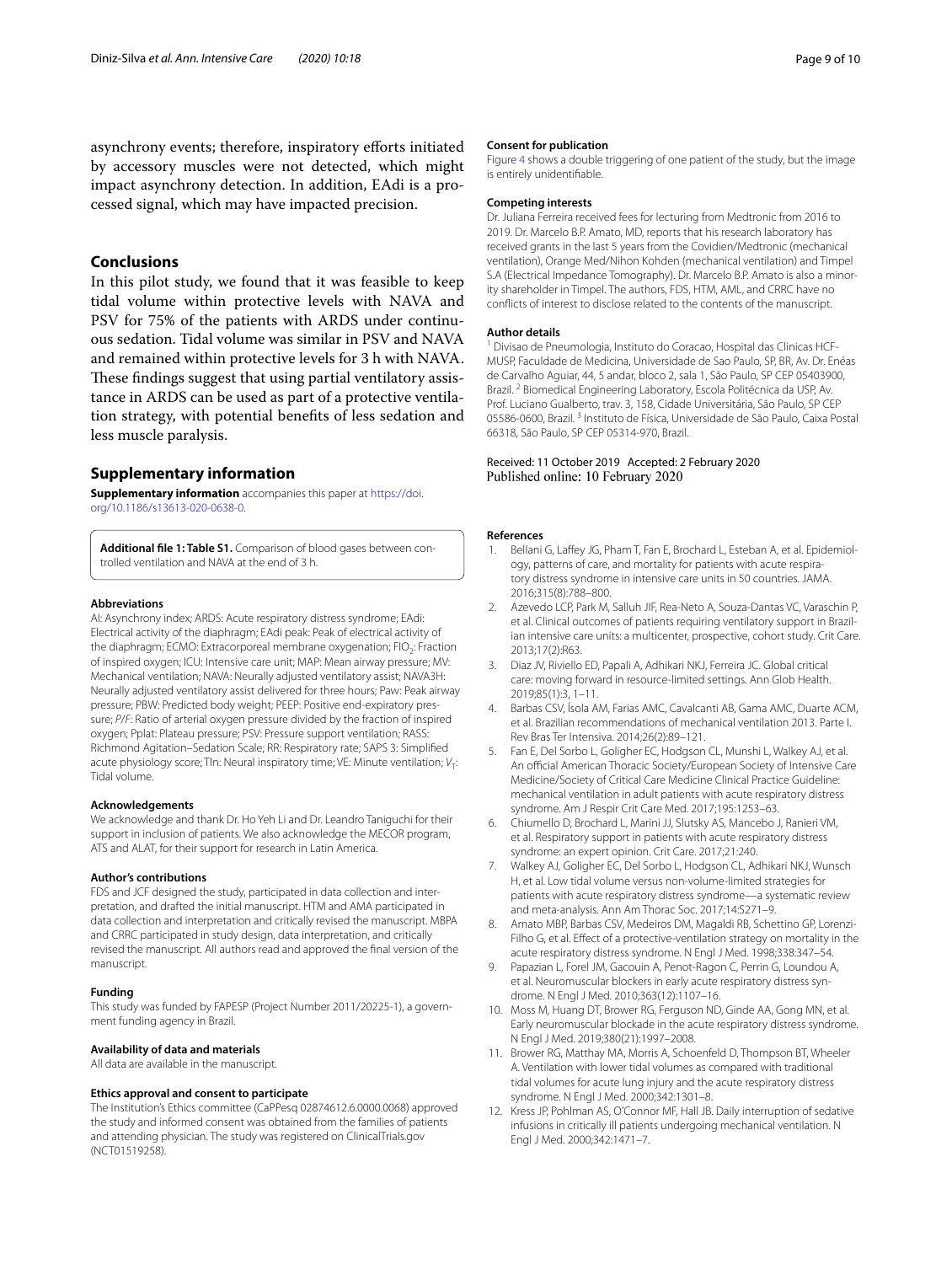asynchrony events; therefore, inspiratory efforts initiated by accessory muscles were not detected, which might impact asynchrony detection. In addition, EAdi is a processed signal, which may have impacted precision.

## Conclusions

In this pilot study, we found that it was feasible to keep tidal volume within protective levels with NAVA and PSV for 75% of the patients with ARDS under continuous sedation. Tidal volume was similar in PSV and NAVA and remained within protective levels for 3 h with NAVA. These findings suggest that using partial ventilatory assistance in ARDS can be used as part of a protective ventilation strategy, with potential benefits of less sedation and less muscle paralysis.

## Supplementary information

**Supplementary information** accompanies this paper at https://doi.org/10.1186/s13613-020-0638-0.

**Additional file 1: Table S1.** Comparison of blood gases between controlled ventilation and NAVA at the end of 3 h.

#### Abbreviations

AI: Asynchrony index; ARDS: Acute respiratory distress syndrome; EAdi: Electrical activity of the diaphragm; EAdi peak: Peak of electrical activity of the diaphragm; ECMO: Extracorporeal membrane oxygenation; $FIO_2$: Fraction of inspired oxygen; ICU: Intensive care unit; MAP: Mean airway pressure; MV: Mechanical ventilation; NAVA: Neurally adjusted ventilatory assist; NAVA3H: Neurally adjusted ventilatory assist delivered for three hours; Paw: Peak airway pressure; PBW: Predicted body weight; PEEP: Positive end-expiratory pressure; *P/F*: Ratio of arterial oxygen pressure divided by the fraction of inspired oxygen; Pplat: Plateau pressure; PSV: Pressure support ventilation; RASS: Richmond Agitation–Sedation Scale; RR: Respiratory rate; SAPS 3: Simplified acute physiology score; TIn: Neural inspiratory time; VE: Minute ventilation; $V_T$: Tidal volume.

#### Acknowledgements

We acknowledge and thank Dr. Ho Yeh Li and Dr. Leandro Taniguchi for their support in inclusion of patients. We also acknowledge the MECOR program, ATS and ALAT, for their support for research in Latin America.

#### Author's contributions

FDS and JCF designed the study, participated in data collection and interpretation, and drafted the initial manuscript. HTM and AMA participated in data collection and interpretation and critically revised the manuscript. MBPA and CRRC participated in study design, data interpretation, and critically revised the manuscript. All authors read and approved the final version of the manuscript.

#### Funding

This study was funded by FAPESP (Project Number 2011/20225-1), a government funding agency in Brazil.

#### Availability of data and materials

All data are available in the manuscript.

#### Ethics approval and consent to participate

The Institution's Ethics committee (CaPPesq 02874612.6.0000.0068) approved the study and informed consent was obtained from the families of patients and attending physician. The study was registered on ClinicalTrials.gov (NCT01519258).

#### Consent for publication

Figure 4 shows a double triggering of one patient of the study, but the image is entirely unidentifiable.

#### Competing interests

Dr. Juliana Ferreira received fees for lecturing from Medtronic from 2016 to 2019. Dr. Marcelo B.P. Amato, MD, reports that his research laboratory has received grants in the last 5 years from the Covidien/Medtronic (mechanical ventilation), Orange Med/Nihon Kohden (mechanical ventilation) and Timpel S.A (Electrical Impedance Tomography). Dr. Marcelo B.P. Amato is also a minority shareholder in Timpel. The authors, FDS, HTM, AML, and CRRC have no conflicts of interest to disclose related to the contents of the manuscript.

#### Author details

[1] Divisao de Pneumologia, Instituto do Coracao, Hospital das Clinicas HCF-MUSP, Faculdade de Medicina, Universidade de Sao Paulo, SP, BR, Av. Dr. Enéas de Carvalho Aguiar, 44, 5 andar, bloco 2, sala 1, São Paulo, SP CEP 05403900, Brazil. [2] Biomedical Engineering Laboratory, Escola Politécnica da USP, Av. Prof. Luciano Gualberto, trav. 3, 158, Cidade Universitária, São Paulo, SP CEP 05586-0600, Brazil. [3] Instituto de Física, Universidade de São Paulo, Caixa Postal 66318, São Paulo, SP CEP 05314-970, Brazil.

Received: 11 October 2019 Accepted: 2 February 2020
Published online: 10 February 2020

#### References

1. Bellani G, Laffey JG, Pham T, Fan E, Brochard L, Esteban A, et al. Epidemiology, patterns of care, and mortality for patients with acute respiratory distress syndrome in intensive care units in 50 countries. JAMA. 2016;315(8):788–800.
2. Azevedo LCP, Park M, Salluh JIF, Rea-Neto A, Souza-Dantas VC, Varaschin P, et al. Clinical outcomes of patients requiring ventilatory support in Brazilian intensive care units: a multicenter, prospective, cohort study. Crit Care. 2013;17(2):R63.
3. Diaz JV, Riviello ED, Papali A, Adhikari NKJ, Ferreira JC. Global critical care: moving forward in resource-limited settings. Ann Glob Health. 2019;85(1):3, 1–11.
4. Barbas CSV, Ísola AM, Farias AMC, Cavalcanti AB, Gama AMC, Duarte ACM, et al. Brazilian recommendations of mechanical ventilation 2013. Parte I. Rev Bras Ter Intensiva. 2014;26(2):89–121.
5. Fan E, Del Sorbo L, Goligher EC, Hodgson CL, Munshi L, Walkey AJ, et al. An official American Thoracic Society/European Society of Intensive Care Medicine/Society of Critical Care Medicine Clinical Practice Guideline: mechanical ventilation in adult patients with acute respiratory distress syndrome. Am J Respir Crit Care Med. 2017;195:1253–63.
6. Chiumello D, Brochard L, Marini JJ, Slutsky AS, Mancebo J, Ranieri VM, et al. Respiratory support in patients with acute respiratory distress syndrome: an expert opinion. Crit Care. 2017;21:240.
7. Walkey AJ, Goligher EC, Del Sorbo L, Hodgson CL, Adhikari NKJ, Wunsch H, et al. Low tidal volume versus non-volume-limited strategies for patients with acute respiratory distress syndrome—a systematic review and meta-analysis. Ann Am Thorac Soc. 2017;14:S271–9.
8. Amato MBP, Barbas CSV, Medeiros DM, Magaldi RB, Schettino GP, Lorenzi-Filho G, et al. Effect of a protective-ventilation strategy on mortality in the acute respiratory distress syndrome. N Engl J Med. 1998;338:347–54.
9. Papazian L, Forel JM, Gacouin A, Penot-Ragon C, Perrin G, Loundou A, et al. Neuromuscular blockers in early acute respiratory distress syndrome. N Engl J Med. 2010;363(12):1107–16.
10. Moss M, Huang DT, Brower RG, Ferguson ND, Ginde AA, Gong MN, et al. Early neuromuscular blockade in the acute respiratory distress syndrome. N Engl J Med. 2019;380(21):1997–2008.
11. Brower RG, Matthay MA, Morris A, Schoenfeld D, Thompson BT, Wheeler A. Ventilation with lower tidal volumes as compared with traditional tidal volumes for acute lung injury and the acute respiratory distress syndrome. N Engl J Med. 2000;342:1301–8.
12. Kress JP, Pohlman AS, O'Connor MF, Hall JB. Daily interruption of sedative infusions in critically ill patients undergoing mechanical ventilation. N Engl J Med. 2000;342:1471–7.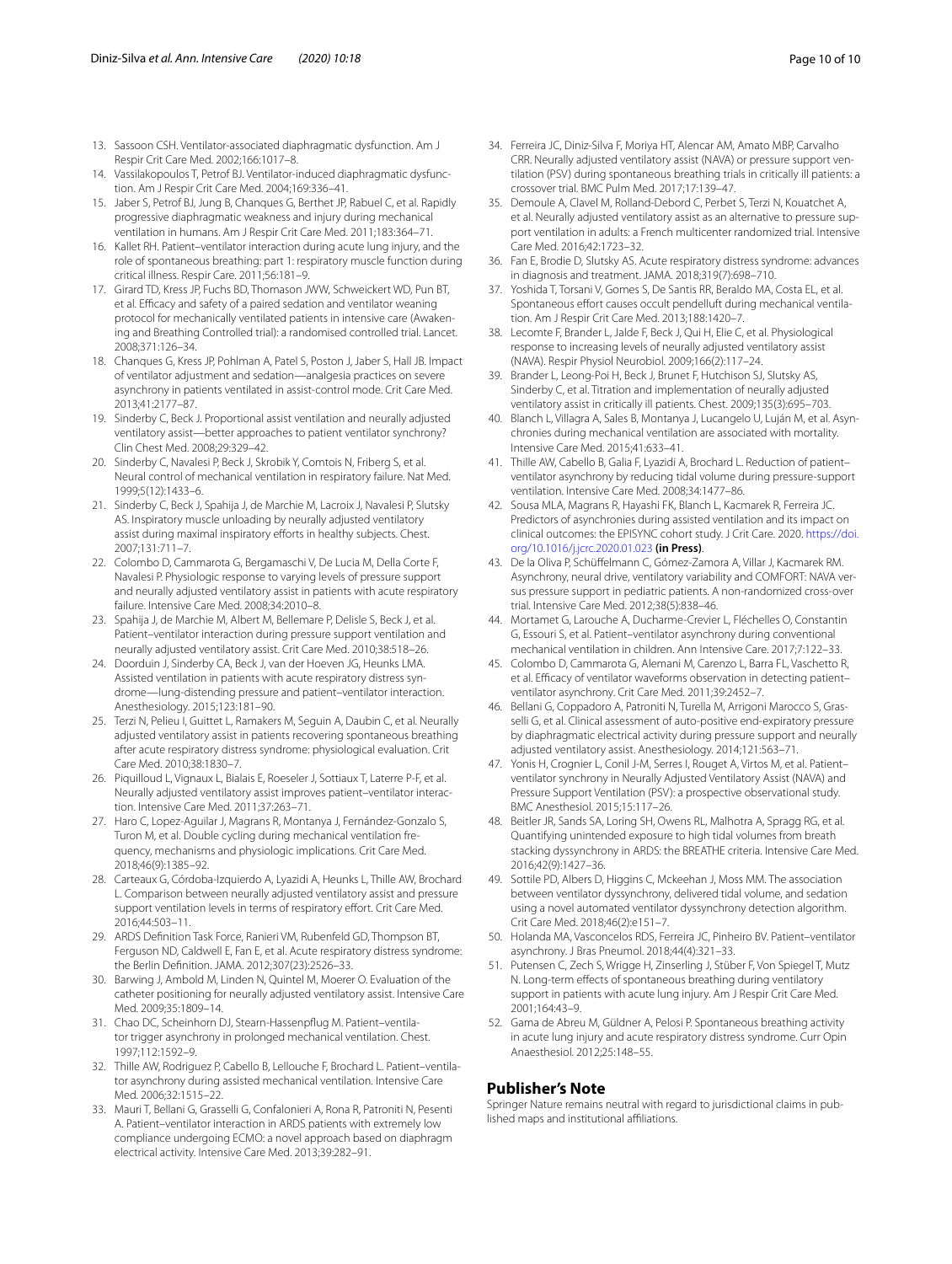13. Sassoon CSH. Ventilator-associated diaphragmatic dysfunction. Am J Respir Crit Care Med. 2002;166:1017–8.
14. Vassilakopoulos T, Petrof BJ. Ventilator-induced diaphragmatic dysfunction. Am J Respir Crit Care Med. 2004;169:336–41.
15. Jaber S, Petrof BJ, Jung B, Chanques G, Berthet JP, Rabuel C, et al. Rapidly progressive diaphragmatic weakness and injury during mechanical ventilation in humans. Am J Respir Crit Care Med. 2011;183:364–71.
16. Kallet RH. Patient–ventilator interaction during acute lung injury, and the role of spontaneous breathing: part 1: respiratory muscle function during critical illness. Respir Care. 2011;56:181–9.
17. Girard TD, Kress JP, Fuchs BD, Thomason JWW, Schweickert WD, Pun BT, et al. Efficacy and safety of a paired sedation and ventilator weaning protocol for mechanically ventilated patients in intensive care (Awakening and Breathing Controlled trial): a randomised controlled trial. Lancet. 2008;371:126–34.
18. Chanques G, Kress JP, Pohlman A, Patel S, Poston J, Jaber S, Hall JB. Impact of ventilator adjustment and sedation—analgesia practices on severe asynchrony in patients ventilated in assist-control mode. Crit Care Med. 2013;41:2177–87.
19. Sinderby C, Beck J. Proportional assist ventilation and neurally adjusted ventilatory assist—better approaches to patient ventilator synchrony? Clin Chest Med. 2008;29:329–42.
20. Sinderby C, Navalesi P, Beck J, Skrobik Y, Comtois N, Friberg S, et al. Neural control of mechanical ventilation in respiratory failure. Nat Med. 1999;5(12):1433–6.
21. Sinderby C, Beck J, Spahija J, de Marchie M, Lacroix J, Navalesi P, Slutsky AS. Inspiratory muscle unloading by neurally adjusted ventilatory assist during maximal inspiratory efforts in healthy subjects. Chest. 2007;131:711–7.
22. Colombo D, Cammarota G, Bergamaschi V, De Lucia M, Della Corte F, Navalesi P. Physiologic response to varying levels of pressure support and neurally adjusted ventilatory assist in patients with acute respiratory failure. Intensive Care Med. 2008;34:2010–8.
23. Spahija J, de Marchie M, Albert M, Bellemare P, Delisle S, Beck J, et al. Patient–ventilator interaction during pressure support ventilation and neurally adjusted ventilatory assist. Crit Care Med. 2010;38:518–26.
24. Doorduin J, Sinderby CA, Beck J, van der Hoeven JG, Heunks LMA. Assisted ventilation in patients with acute respiratory distress syndrome—lung-distending pressure and patient–ventilator interaction. Anesthesiology. 2015;123:181–90.
25. Terzi N, Pelieu I, Guittet L, Ramakers M, Seguin A, Daubin C, et al. Neurally adjusted ventilatory assist in patients recovering spontaneous breathing after acute respiratory distress syndrome: physiological evaluation. Crit Care Med. 2010;38:1830–7.
26. Piquilloud L, Vignaux L, Bialais E, Roeseler J, Sottiaux T, Laterre P-F, et al. Neurally adjusted ventilatory assist improves patient–ventilator interaction. Intensive Care Med. 2011;37:263–71.
27. Haro C, Lopez-Aguilar J, Magrans R, Montanya J, Fernández-Gonzalo S, Turon M, et al. Double cycling during mechanical ventilation frequency, mechanisms and physiologic implications. Crit Care Med. 2018;46(9):1385–92.
28. Carteaux G, Córdoba-Izquierdo A, Lyazidi A, Heunks L, Thille AW, Brochard L. Comparison between neurally adjusted ventilatory assist and pressure support ventilation levels in terms of respiratory effort. Crit Care Med. 2016;44:503–11.
29. ARDS Definition Task Force, Ranieri VM, Rubenfeld GD, Thompson BT, Ferguson ND, Caldwell E, Fan E, et al. Acute respiratory distress syndrome: the Berlin Definition. JAMA. 2012;307(23):2526–33.
30. Barwing J, Ambold M, Linden N, Quintel M, Moerer O. Evaluation of the catheter positioning for neurally adjusted ventilatory assist. Intensive Care Med. 2009;35:1809–14.
31. Chao DC, Scheinhorn DJ, Stearn-Hassenpflug M. Patient–ventilator trigger asynchrony in prolonged mechanical ventilation. Chest. 1997;112:1592–9.
32. Thille AW, Rodriguez P, Cabello B, Lellouche F, Brochard L. Patient–ventilator asynchrony during assisted mechanical ventilation. Intensive Care Med. 2006;32:1515–22.
33. Mauri T, Bellani G, Grasselli G, Confalonieri A, Rona R, Patroniti N, Pesenti A. Patient–ventilator interaction in ARDS patients with extremely low compliance undergoing ECMO: a novel approach based on diaphragm electrical activity. Intensive Care Med. 2013;39:282–91.
34. Ferreira JC, Diniz-Silva F, Moriya HT, Alencar AM, Amato MBP, Carvalho CRR. Neurally adjusted ventilatory assist (NAVA) or pressure support ventilation (PSV) during spontaneous breathing trials in critically ill patients: a crossover trial. BMC Pulm Med. 2017;17:139–47.
35. Demoule A, Clavel M, Rolland-Debord C, Perbet S, Terzi N, Kouatchet A, et al. Neurally adjusted ventilatory assist as an alternative to pressure support ventilation in adults: a French multicenter randomized trial. Intensive Care Med. 2016;42:1723–32.
36. Fan E, Brodie D, Slutsky AS. Acute respiratory distress syndrome: advances in diagnosis and treatment. JAMA. 2018;319(7):698–710.
37. Yoshida T, Torsani V, Gomes S, De Santis RR, Beraldo MA, Costa EL, et al. Spontaneous effort causes occult pendelluft during mechanical ventilation. Am J Respir Crit Care Med. 2013;188:1420–7.
38. Lecomte F, Brander L, Jalde F, Beck J, Qui H, Elie C, et al. Physiological response to increasing levels of neurally adjusted ventilatory assist (NAVA). Respir Physiol Neurobiol. 2009;166(2):117–24.
39. Brander L, Leong-Poi H, Beck J, Brunet F, Hutchison SJ, Slutsky AS, Sinderby C, et al. Titration and implementation of neurally adjusted ventilatory assist in critically ill patients. Chest. 2009;135(3):695–703.
40. Blanch L, Villagra A, Sales B, Montanya J, Lucangelo U, Luján M, et al. Asynchronies during mechanical ventilation are associated with mortality. Intensive Care Med. 2015;41:633–41.
41. Thille AW, Cabello B, Galia F, Lyazidi A, Brochard L. Reduction of patient–ventilator asynchrony by reducing tidal volume during pressure-support ventilation. Intensive Care Med. 2008;34:1477–86.
42. Sousa MLA, Magrans R, Hayashi FK, Blanch L, Kacmarek R, Ferreira JC. Predictors of asynchronies during assisted ventilation and its impact on clinical outcomes: the EPISYNC cohort study. J Crit Care. 2020. https://doi.org/10.1016/j.jcrc.2020.01.023 **(in Press)**.
43. De la Oliva P, Schüffelmann C, Gómez-Zamora A, Villar J, Kacmarek RM. Asynchrony, neural drive, ventilatory variability and COMFORT: NAVA versus pressure support in pediatric patients. A non-randomized cross-over trial. Intensive Care Med. 2012;38(5):838–46.
44. Mortamet G, Larouche A, Ducharme-Crevier L, Fléchelles O, Constantin G, Essouri S, et al. Patient–ventilator asynchrony during conventional mechanical ventilation in children. Ann Intensive Care. 2017;7:122–33.
45. Colombo D, Cammarota G, Alemani M, Carenzo L, Barra FL, Vaschetto R, et al. Efficacy of ventilator waveforms observation in detecting patient–ventilator asynchrony. Crit Care Med. 2011;39:2452–7.
46. Bellani G, Coppadoro A, Patroniti N, Turella M, Arrigoni Marocco S, Grasselli G, et al. Clinical assessment of auto-positive end-expiratory pressure by diaphragmatic electrical activity during pressure support and neurally adjusted ventilatory assist. Anesthesiology. 2014;121:563–71.
47. Yonis H, Crognier L, Conil J-M, Serres I, Rouget A, Virtos M, et al. Patient–ventilator synchrony in Neurally Adjusted Ventilatory Assist (NAVA) and Pressure Support Ventilation (PSV): a prospective observational study. BMC Anesthesiol. 2015;15:117–26.
48. Beitler JR, Sands SA, Loring SH, Owens RL, Malhotra A, Spragg RG, et al. Quantifying unintended exposure to high tidal volumes from breath stacking dyssynchrony in ARDS: the BREATHE criteria. Intensive Care Med. 2016;42(9):1427–36.
49. Sottile PD, Albers D, Higgins C, Mckeehan J, Moss MM. The association between ventilator dyssynchrony, delivered tidal volume, and sedation using a novel automated ventilator dyssynchrony detection algorithm. Crit Care Med. 2018;46(2):e151–7.
50. Holanda MA, Vasconcelos RDS, Ferreira JC, Pinheiro BV. Patient–ventilator asynchrony. J Bras Pneumol. 2018;44(4):321–33.
51. Putensen C, Zech S, Wrigge H, Zinserling J, Stüber F, Von Spiegel T, Mutz N. Long-term effects of spontaneous breathing during ventilatory support in patients with acute lung injury. Am J Respir Crit Care Med. 2001;164:43–9.
52. Gama de Abreu M, Güldner A, Pelosi P. Spontaneous breathing activity in acute lung injury and acute respiratory distress syndrome. Curr Opin Anaesthesiol. 2012;25:148–55.

## Publisher's Note

Springer Nature remains neutral with regard to jurisdictional claims in published maps and institutional affiliations.